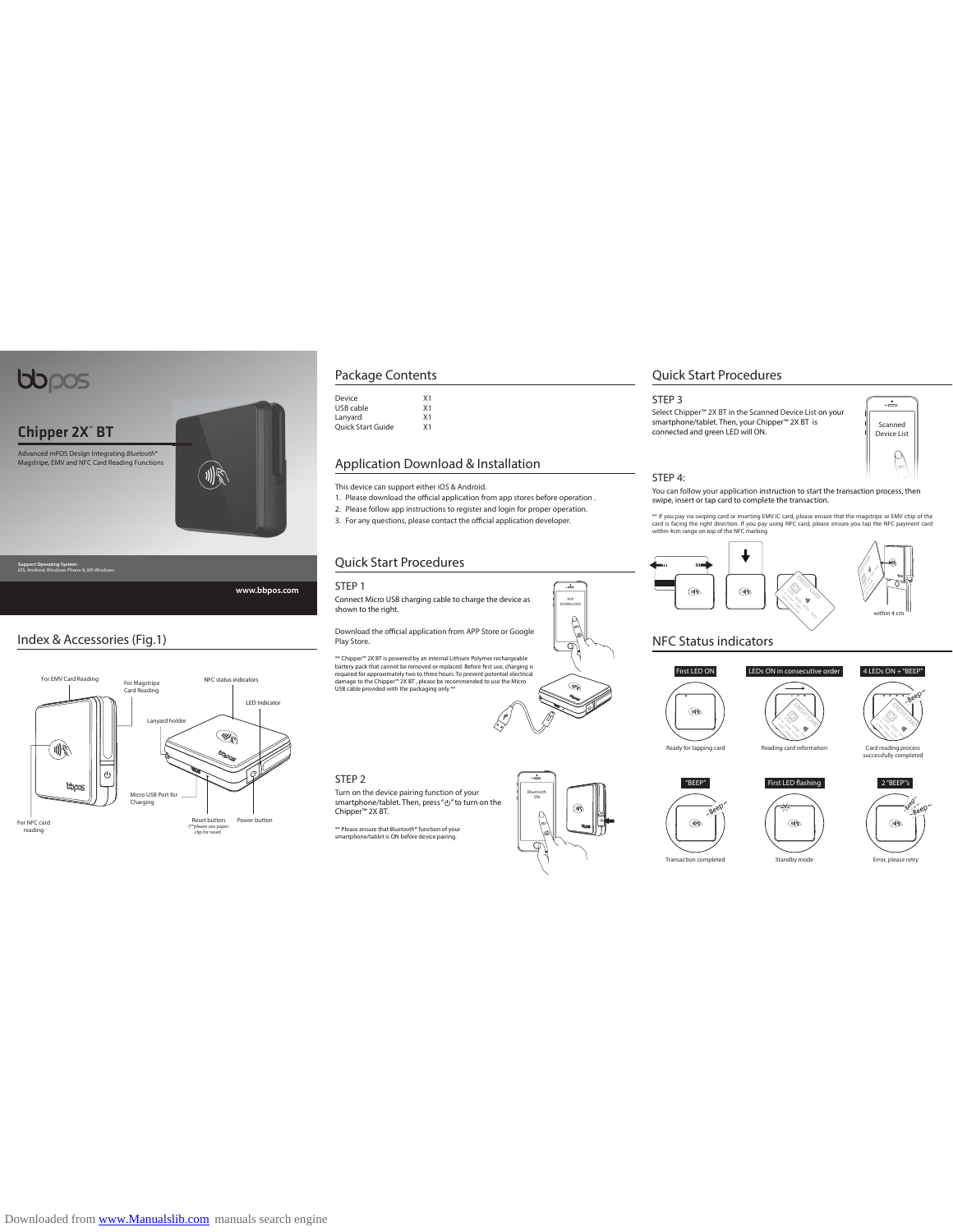bbpos

# Chipper 2X™ BT

Advanced mPOS Design Integrating *Bluetooth*® Magstripe, EMV and NFC Card Reading Functions

**Support Operating System:**
iOS, Android, Windows Phone 8, MS Windows

**www.bbpos.com**

## Index & Accessories (Fig.1)

For EMV Card Reading
For Magstripe Card Reading
NFC status indicators
LED Indicator
Lanyard holder
Micro USB Port for Charging
Reset button (**please use paper clip for reset)
Power button
For NFC card reading

## Package Contents

| | |
|---|---|
| Device | X1 |
| USB cable | X1 |
| Lanyard | X1 |
| Quick Start Guide | X1 |

## Application Download & Installation

This device can support either iOS & Android.

1. Please download the official application from app stores before operation .
2. Please follow app instructions to register and login for proper operation.
3. For any questions, please contact the official application developer.

## Quick Start Procedures

### STEP 1

Connect Micro USB charging cable to charge the device as shown to the right.

Download the official application from APP Store or Google Play Store.

** Chipper™ 2X BT is powered by an internal Lithium Polymer rechargeable battery pack that cannot be removed or replaced. Before first use, charging is required for approximately two to three hours. To prevent potential electrical damage to the Chipper™ 2X BT , please be recommended to use the Micro USB cable provided with the packaging only.**

APP DOWNLOAD

### STEP 2

Turn on the device pairing function of your smartphone/tablet. Then, press "⏻" to turn on the Chipper™ 2X BT.

** Please ensure that *Bluetooth*® function of your smartphone/tablet is ON before device pairing.

Bluetooth ON

## Quick Start Procedures

### STEP 3

Select Chipper™ 2X BT in the Scanned Device List on your smartphone/tablet. Then, your Chipper™ 2X BT is connected and green LED will ON.

Scanned Device List

### STEP 4:

You can follow your application instruction to start the transaction process, then swipe, insert or tap card to complete the transaction.

** If you pay via swiping card or inserting EMV IC card, please ensure that the magstripe or EMV chip of the card is facing the right direction. If you pay using NFC card, please ensure you tap the NFC payment card within 4cm range on top of the NFC marking.

within 4 cm

## NFC Status indicators

| First LED ON | LEDs ON in consecutive order | 4 LEDs ON + "BEEP" |
|---|---|---|
| Ready for tapping card | Reading card information | Card reading process successfully completed |

| "BEEP" | First LED flashing | 2 "BEEP"s |
|---|---|---|
| Transaction completed | Standby mode | Error, please retry |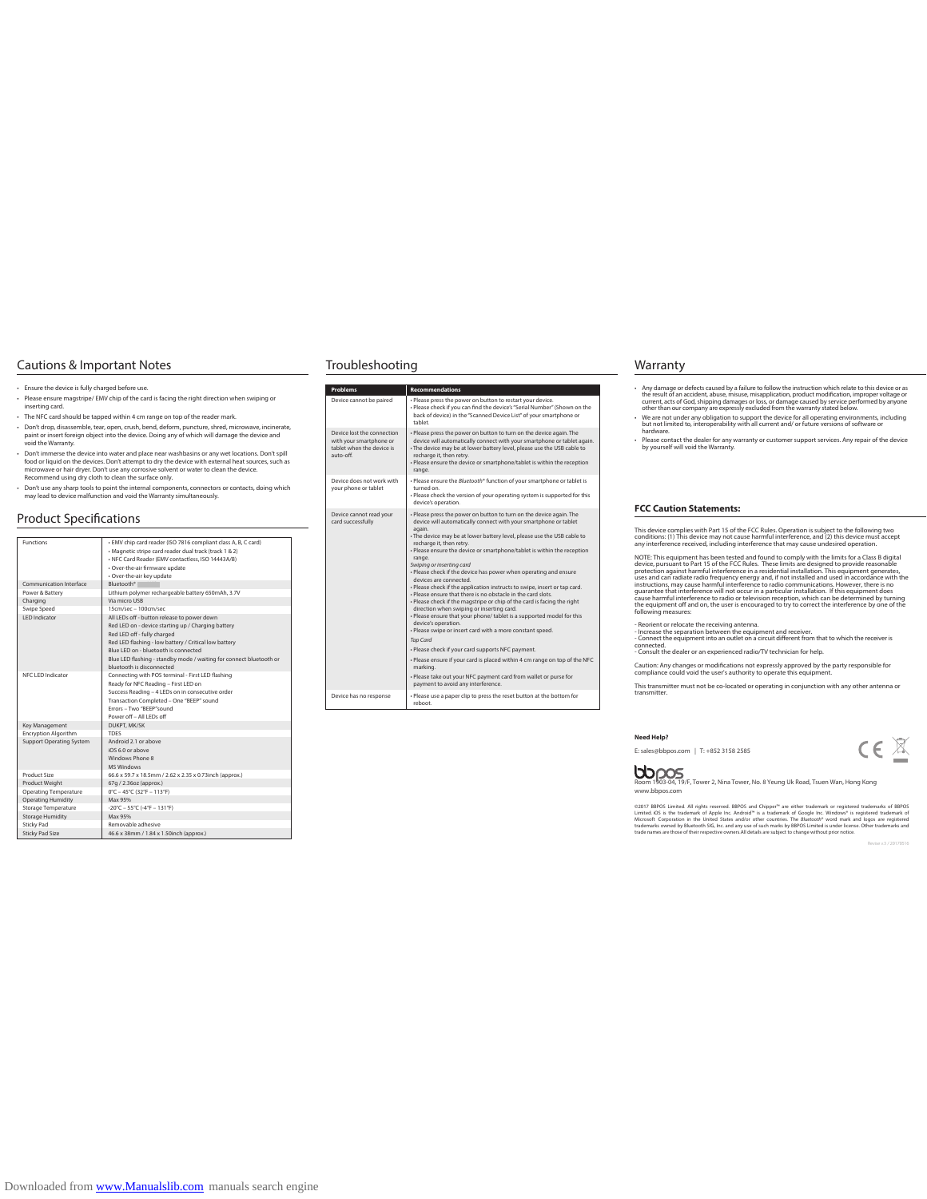## Cautions & Important Notes

- Ensure the device is fully charged before use.
- Please ensure magstripe/ EMV chip of the card is facing the right direction when swiping or inserting card.
- The NFC card should be tapped within 4 cm range on top of the reader mark.
- Don't drop, disassemble, tear, open, crush, bend, deform, puncture, shred, microwave, incinerate, paint or insert foreign object into the device. Doing any of which will damage the device and void the Warranty.
- Don't immerse the device into water and place near washbasins or any wet locations. Don't spill food or liquid on the devices. Don't attempt to dry the device with external heat sources, such as microwave or hair dryer. Don't use any corrosive solvent or water to clean the device. Recommend using dry cloth to clean the surface only.
- Don't use any sharp tools to point the internal components, connectors or contacts, doing which may lead to device malfunction and void the Warranty simultaneously.

## Product Specifications

| | |
|---|---|
| Functions | • EMV chip card reader (ISO 7816 compliant class A, B, C card)<br>• Magnetic stripe card reader dual track (track 1 & 2)<br>• NFC Card Reader (EMV contactless, ISO 14443A/B)<br>• Over-the-air firmware update<br>• Over-the-air key update |
| Communication Interface | Bluetooth® |
| Power & Battery | Lithium polymer rechargeable battery 650mAh, 3.7V |
| Charging | Via micro USB |
| Swipe Speed | 15cm/sec – 100cm/sec |
| LED Indicator | All LEDs off - button release to power down<br>Red LED on - device starting up / Charging battery<br>Red LED off - fully charged<br>Red LED flashing - low battery / Critical low battery<br>Blue LED on - bluetooth is connected<br>Blue LED flashing - standby mode / waiting for connect bluetooth or bluetooth is disconnected |
| NFC LED Indicator | Connecting with POS terminal - First LED flashing<br>Ready for NFC Reading – First LED on<br>Success Reading – 4 LEDs on in consecutive order<br>Transaction Completed – One "BEEP" sound<br>Errors – Two "BEEP"sound<br>Power off – All LEDs off |
| Key Management | DUKPT, MK/SK |
| Encryption Algorithm | TDES |
| Support Operating System | Android 2.1 or above<br>iOS 6.0 or above<br>Windows Phone 8<br>MS Windows |
| Product Size | 66.6 x 59.7 x 18.5mm / 2.62 x 2.35 x 0.73inch (approx.) |
| Product Weight | 67g / 2.36oz (approx.) |
| Operating Temperature | 0°C – 45°C (32°F – 113°F) |
| Operating Humidity | Max 95% |
| Storage Temperature | -20°C – 55°C (-4°F – 131°F) |
| Storage Humidity | Max 95% |
| Sticky Pad | Removable adhesive |
| Sticky Pad Size | 46.6 x 38mm / 1.84 x 1.50inch (approx.) |

## Troubleshooting

| Problems | Recommendations |
|---|---|
| Device cannot be paired | • Please press the power on button to restart your device.<br>• Please check if you can find the device's "Serial Number" (Shown on the back of device) in the "Scanned Device List" of your smartphone or tablet. |
| Device lost the connection with your smartphone or tablet when the device is auto-off. | • Please press the power on button to turn on the device again. The device will automatically connect with your smartphone or tablet again.<br>• The device may be at lower battery level, please use the USB cable to recharge it, then retry.<br>• Please ensure the device or smartphone/tablet is within the reception range. |
| Device does not work with your phone or tablet | • Please ensure the *Bluetooth®* function of your smartphone or tablet is turned on.<br>• Please check the version of your operating system is supported for this device's operation. |
| Device cannot read your card successfully | • Please press the power on button to turn on the device again. The device will automatically connect with your smartphone or tablet again.<br>• The device may be at lower battery level, please use the USB cable to recharge it, then retry.<br>• Please ensure the device or smartphone/tablet is within the reception range.<br>*Swiping or inserting card*<br>• Please check if the device has power when operating and ensure devices are connected.<br>• Please check if the application instructs to swipe, insert or tap card.<br>• Please ensure that there is no obstacle in the card slots.<br>• Please check if the magstripe or chip of the card is facing the right direction when swiping or inserting card.<br>• Please ensure that your phone/ tablet is a supported model for this device's operation.<br>• Please swipe or insert card with a more constant speed.<br>*Tap Card*<br>• Please check if your card supports NFC payment.<br>• Please ensure if your card is placed within 4 cm range on top of the NFC marking.<br>• Please take out your NFC payment card from wallet or purse for payment to avoid any interference. |
| Device has no response | • Please use a paper clip to press the reset button at the bottom for reboot. |

## Warranty

- Any damage or defects caused by a failure to follow the instruction which relate to this device or as the result of an accident, abuse, misuse, misapplication, product modification, improper voltage or current, acts of God, shipping damages or loss, or damage caused by service performed by anyone other than our company are expressly excluded from the warranty stated below.
- We are not under any obligation to support the device for all operating environments, including but not limited to, interoperability with all current and/ or future versions of software or hardware.
- Please contact the dealer for any warranty or customer support services. Any repair of the device by yourself will void the Warranty.

### FCC Caution Statements:

This device complies with Part 15 of the FCC Rules. Operation is subject to the following two conditions: (1) This device may not cause harmful interference, and (2) this device must accept any interference received, including interference that may cause undesired operation.

NOTE: This equipment has been tested and found to comply with the limits for a Class B digital device, pursuant to Part 15 of the FCC Rules. These limits are designed to provide reasonable protection against harmful interference in a residential installation. This equipment generates, uses and can radiate radio frequency energy and, if not installed and used in accordance with the instructions, may cause harmful interference to radio communications. However, there is no guarantee that interference will not occur in a particular installation. If this equipment does cause harmful interference to radio or television reception, which can be determined by turning the equipment off and on, the user is encouraged to try to correct the interference by one of the following measures:

- Reorient or relocate the receiving antenna.
- Increase the separation between the equipment and receiver.
- Connect the equipment into an outlet on a circuit different from that to which the receiver is connected.
- Consult the dealer or an experienced radio/TV technician for help.

Caution: Any changes or modifications not expressly approved by the party responsible for compliance could void the user's authority to operate this equipment.

This transmitter must not be co-located or operating in conjunction with any other antenna or transmitter.

**Need Help?**

E: sales@bbpos.com | T: +852 3158 2585

bbpos

Room 1903-04, 19/F, Tower 2, Nina Tower, No. 8 Yeung Uk Road, Tsuen Wan, Hong Kong
www.bbpos.com

©2017 BBPOS Limited. All rights reserved. BBPOS and Chipper™ are either trademark or registered trademarks of BBPOS Limited. iOS is the trademark of Apple Inc. Android™ is a trademark of Google Inc. Windows® is registered trademark of Microsoft Corporation in the United States and/or other countries. The Bluetooth® word mark and logos are registered trademarks owned by Bluetooth SIG, Inc. and any use of such marks by BBPOS Limited is under license. Other trademarks and trade names are those of their respective owners All details are subject to change without prior notice.

Revision 3 / 20170518

Downloaded from www.Manualslib.com manuals search engine